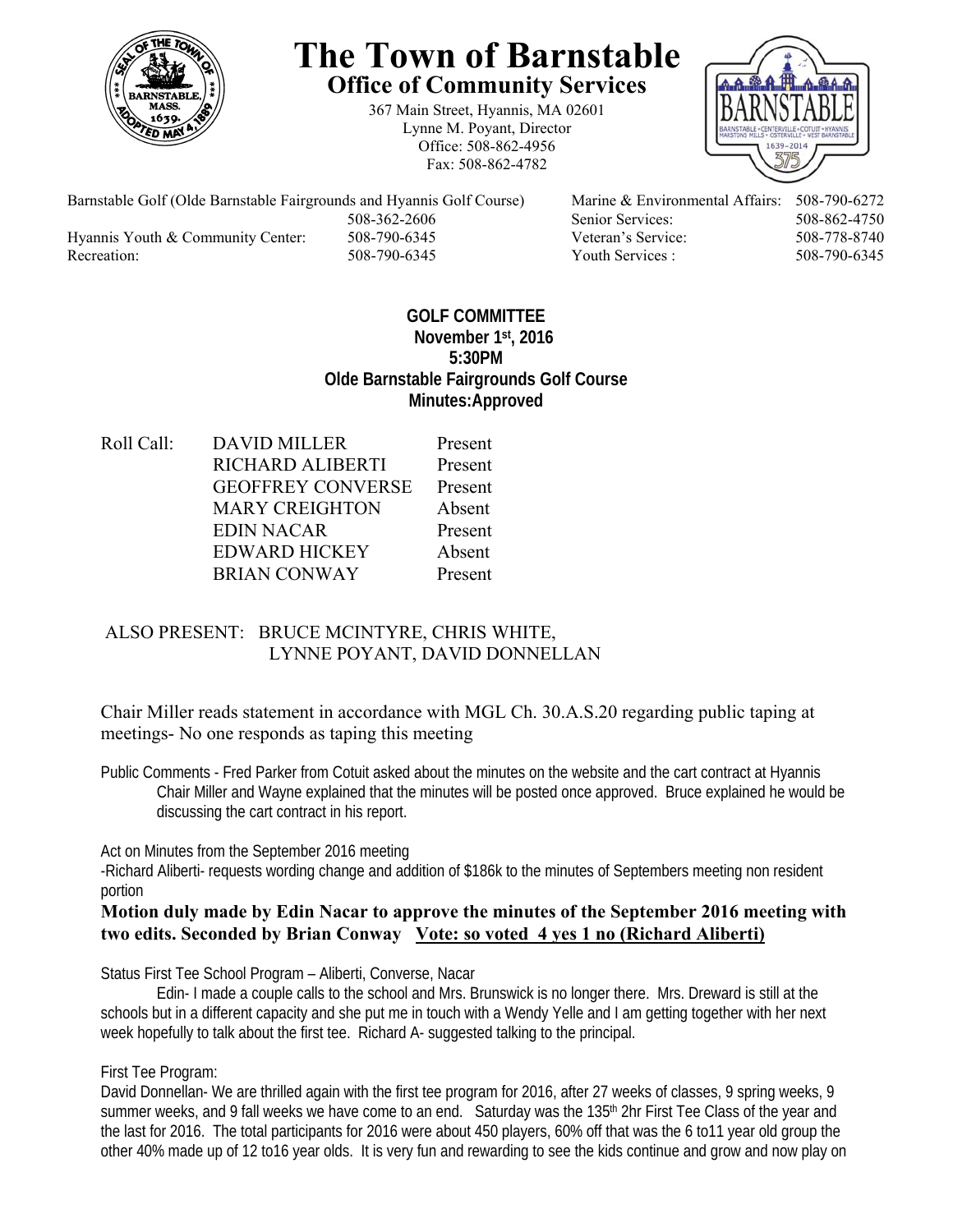# The Town of Barnstable

## Office of Community Services

367 Main Street, Hyannis, MA 02601
Lynne M. Poyant, Director
Office: 508-862-4956
Fax: 508-862-4782

| | | | |
|---|---|---|---|
| Barnstable Golf (Olde Barnstable Fairgrounds and Hyannis Golf Course) | 508-362-2606 | Marine & Environmental Affairs: | 508-790-6272 |
| | | Senior Services: | 508-862-4750 |
| Hyannis Youth & Community Center: | 508-790-6345 | Veteran's Service: | 508-778-8740 |
| Recreation: | 508-790-6345 | Youth Services : | 508-790-6345 |

**GOLF COMMITTEE**
**November 1st, 2016**
**5:30PM**
**Olde Barnstable Fairgrounds Golf Course**
**Minutes:Approved**

| Roll Call: | | |
|---|---|---|
| | DAVID MILLER | Present |
| | RICHARD ALIBERTI | Present |
| | GEOFFREY CONVERSE | Present |
| | MARY CREIGHTON | Absent |
| | EDIN NACAR | Present |
| | EDWARD HICKEY | Absent |
| | BRIAN CONWAY | Present |

ALSO PRESENT: BRUCE MCINTYRE, CHRIS WHITE, LYNNE POYANT, DAVID DONNELLAN

Chair Miller reads statement in accordance with MGL Ch. 30.A.S.20 regarding public taping at meetings- No one responds as taping this meeting

Public Comments - Fred Parker from Cotuit asked about the minutes on the website and the cart contract at Hyannis Chair Miller and Wayne explained that the minutes will be posted once approved. Bruce explained he would be discussing the cart contract in his report.

Act on Minutes from the September 2016 meeting

-Richard Aliberti- requests wording change and addition of $186k to the minutes of Septembers meeting non resident portion

**Motion duly made by Edin Nacar to approve the minutes of the September 2016 meeting with two edits. Seconded by Brian Conway <u>Vote: so voted 4 yes 1 no (Richard Aliberti)</u>**

Status First Tee School Program – Aliberti, Converse, Nacar

Edin- I made a couple calls to the school and Mrs. Brunswick is no longer there. Mrs. Dreward is still at the schools but in a different capacity and she put me in touch with a Wendy Yelle and I am getting together with her next week hopefully to talk about the first tee. Richard A- suggested talking to the principal.

First Tee Program:

David Donnellan- We are thrilled again with the first tee program for 2016, after 27 weeks of classes, 9 spring weeks, 9 summer weeks, and 9 fall weeks we have come to an end. Saturday was the 135th 2hr First Tee Class of the year and the last for 2016. The total participants for 2016 were about 450 players, 60% off that was the 6 to11 year old group the other 40% made up of 12 to16 year olds. It is very fun and rewarding to see the kids continue and grow and now play on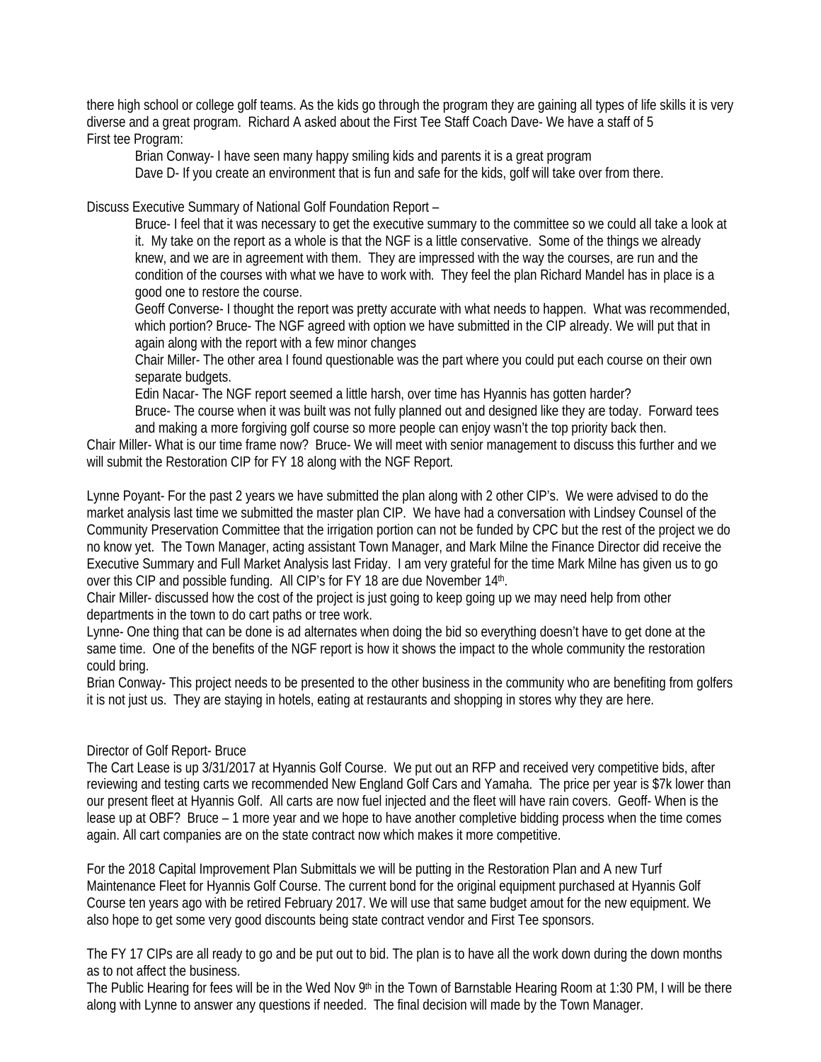there high school or college golf teams. As the kids go through the program they are gaining all types of life skills it is very diverse and a great program. Richard A asked about the First Tee Staff Coach Dave- We have a staff of 5

First tee Program:

> Brian Conway- I have seen many happy smiling kids and parents it is a great program
>
> Dave D- If you create an environment that is fun and safe for the kids, golf will take over from there.

Discuss Executive Summary of National Golf Foundation Report –

> Bruce- I feel that it was necessary to get the executive summary to the committee so we could all take a look at it. My take on the report as a whole is that the NGF is a little conservative. Some of the things we already knew, and we are in agreement with them. They are impressed with the way the courses, are run and the condition of the courses with what we have to work with. They feel the plan Richard Mandel has in place is a good one to restore the course.
>
> Geoff Converse- I thought the report was pretty accurate with what needs to happen. What was recommended, which portion? Bruce- The NGF agreed with option we have submitted in the CIP already. We will put that in again along with the report with a few minor changes
>
> Chair Miller- The other area I found questionable was the part where you could put each course on their own separate budgets.
>
> Edin Nacar- The NGF report seemed a little harsh, over time has Hyannis has gotten harder?
>
> Bruce- The course when it was built was not fully planned out and designed like they are today. Forward tees and making a more forgiving golf course so more people can enjoy wasn't the top priority back then.

Chair Miller- What is our time frame now? Bruce- We will meet with senior management to discuss this further and we will submit the Restoration CIP for FY 18 along with the NGF Report.

Lynne Poyant- For the past 2 years we have submitted the plan along with 2 other CIP's. We were advised to do the market analysis last time we submitted the master plan CIP. We have had a conversation with Lindsey Counsel of the Community Preservation Committee that the irrigation portion can not be funded by CPC but the rest of the project we do no know yet. The Town Manager, acting assistant Town Manager, and Mark Milne the Finance Director did receive the Executive Summary and Full Market Analysis last Friday. I am very grateful for the time Mark Milne has given us to go over this CIP and possible funding. All CIP's for FY 18 are due November 14th.

Chair Miller- discussed how the cost of the project is just going to keep going up we may need help from other departments in the town to do cart paths or tree work.

Lynne- One thing that can be done is ad alternates when doing the bid so everything doesn't have to get done at the same time. One of the benefits of the NGF report is how it shows the impact to the whole community the restoration could bring.

Brian Conway- This project needs to be presented to the other business in the community who are benefiting from golfers it is not just us. They are staying in hotels, eating at restaurants and shopping in stores why they are here.

Director of Golf Report- Bruce

The Cart Lease is up 3/31/2017 at Hyannis Golf Course. We put out an RFP and received very competitive bids, after reviewing and testing carts we recommended New England Golf Cars and Yamaha. The price per year is $7k lower than our present fleet at Hyannis Golf. All carts are now fuel injected and the fleet will have rain covers. Geoff- When is the lease up at OBF? Bruce – 1 more year and we hope to have another completive bidding process when the time comes again. All cart companies are on the state contract now which makes it more competitive.

For the 2018 Capital Improvement Plan Submittals we will be putting in the Restoration Plan and A new Turf Maintenance Fleet for Hyannis Golf Course. The current bond for the original equipment purchased at Hyannis Golf Course ten years ago with be retired February 2017. We will use that same budget amout for the new equipment. We also hope to get some very good discounts being state contract vendor and First Tee sponsors.

The FY 17 CIPs are all ready to go and be put out to bid. The plan is to have all the work down during the down months as to not affect the business.

The Public Hearing for fees will be in the Wed Nov 9th in the Town of Barnstable Hearing Room at 1:30 PM, I will be there along with Lynne to answer any questions if needed. The final decision will made by the Town Manager.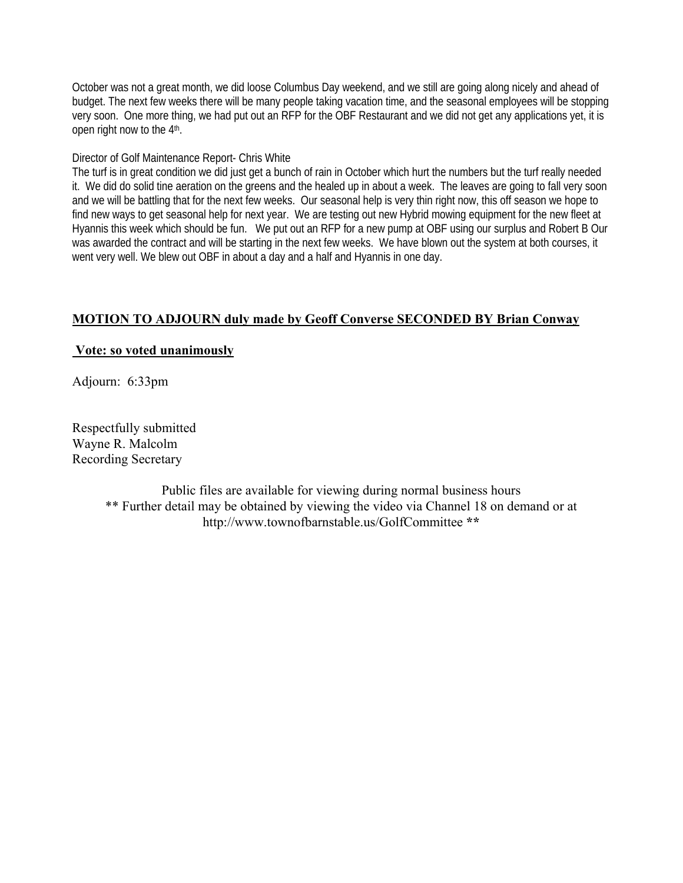October was not a great month, we did loose Columbus Day weekend, and we still are going along nicely and ahead of budget. The next few weeks there will be many people taking vacation time, and the seasonal employees will be stopping very soon. One more thing, we had put out an RFP for the OBF Restaurant and we did not get any applications yet, it is open right now to the 4th.

Director of Golf Maintenance Report- Chris White

The turf is in great condition we did just get a bunch of rain in October which hurt the numbers but the turf really needed it. We did do solid tine aeration on the greens and the healed up in about a week. The leaves are going to fall very soon and we will be battling that for the next few weeks. Our seasonal help is very thin right now, this off season we hope to find new ways to get seasonal help for next year. We are testing out new Hybrid mowing equipment for the new fleet at Hyannis this week which should be fun. We put out an RFP for a new pump at OBF using our surplus and Robert B Our was awarded the contract and will be starting in the next few weeks. We have blown out the system at both courses, it went very well. We blew out OBF in about a day and a half and Hyannis in one day.

**MOTION TO ADJOURN duly made by Geoff Converse SECONDED BY Brian Conway**

**Vote: so voted unanimously**

Adjourn: 6:33pm

Respectfully submitted
Wayne R. Malcolm
Recording Secretary

Public files are available for viewing during normal business hours
** Further detail may be obtained by viewing the video via Channel 18 on demand or at http://www.townofbarnstable.us/GolfCommittee **